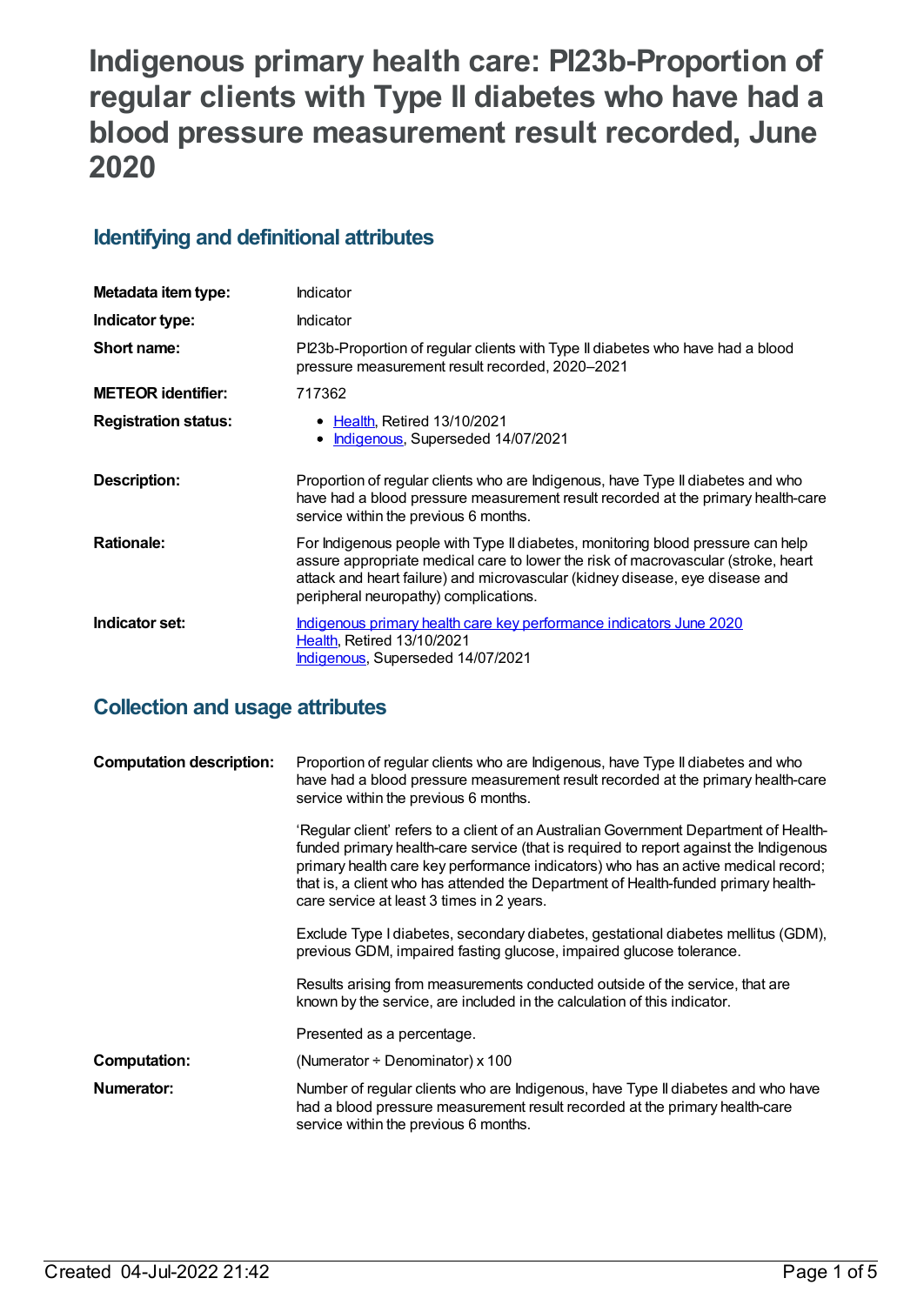# Indigenous primary health care: PI23b-Proportion of regular clients with Type II diabetes who have had a blood pressure measurement result recorded, June 2020

## Identifying and definitional attributes

| | |
|---|---|
| **Metadata item type:** | Indicator |
| **Indicator type:** | Indicator |
| **Short name:** | PI23b-Proportion of regular clients with Type II diabetes who have had a blood pressure measurement result recorded, 2020–2021 |
| **METEOR identifier:** | 717362 |
| **Registration status:** | • Health, Retired 13/10/2021<br>• Indigenous, Superseded 14/07/2021 |
| **Description:** | Proportion of regular clients who are Indigenous, have Type II diabetes and who have had a blood pressure measurement result recorded at the primary health-care service within the previous 6 months. |
| **Rationale:** | For Indigenous people with Type II diabetes, monitoring blood pressure can help assure appropriate medical care to lower the risk of macrovascular (stroke, heart attack and heart failure) and microvascular (kidney disease, eye disease and peripheral neuropathy) complications. |
| **Indicator set:** | Indigenous primary health care key performance indicators June 2020<br>Health, Retired 13/10/2021<br>Indigenous, Superseded 14/07/2021 |

## Collection and usage attributes

**Computation description:** Proportion of regular clients who are Indigenous, have Type II diabetes and who have had a blood pressure measurement result recorded at the primary health-care service within the previous 6 months.

'Regular client' refers to a client of an Australian Government Department of Health-funded primary health-care service (that is required to report against the Indigenous primary health care key performance indicators) who has an active medical record; that is, a client who has attended the Department of Health-funded primary health-care service at least 3 times in 2 years.

Exclude Type I diabetes, secondary diabetes, gestational diabetes mellitus (GDM), previous GDM, impaired fasting glucose, impaired glucose tolerance.

Results arising from measurements conducted outside of the service, that are known by the service, are included in the calculation of this indicator.

Presented as a percentage.

**Computation:** (Numerator ÷ Denominator) x 100

**Numerator:** Number of regular clients who are Indigenous, have Type II diabetes and who have had a blood pressure measurement result recorded at the primary health-care service within the previous 6 months.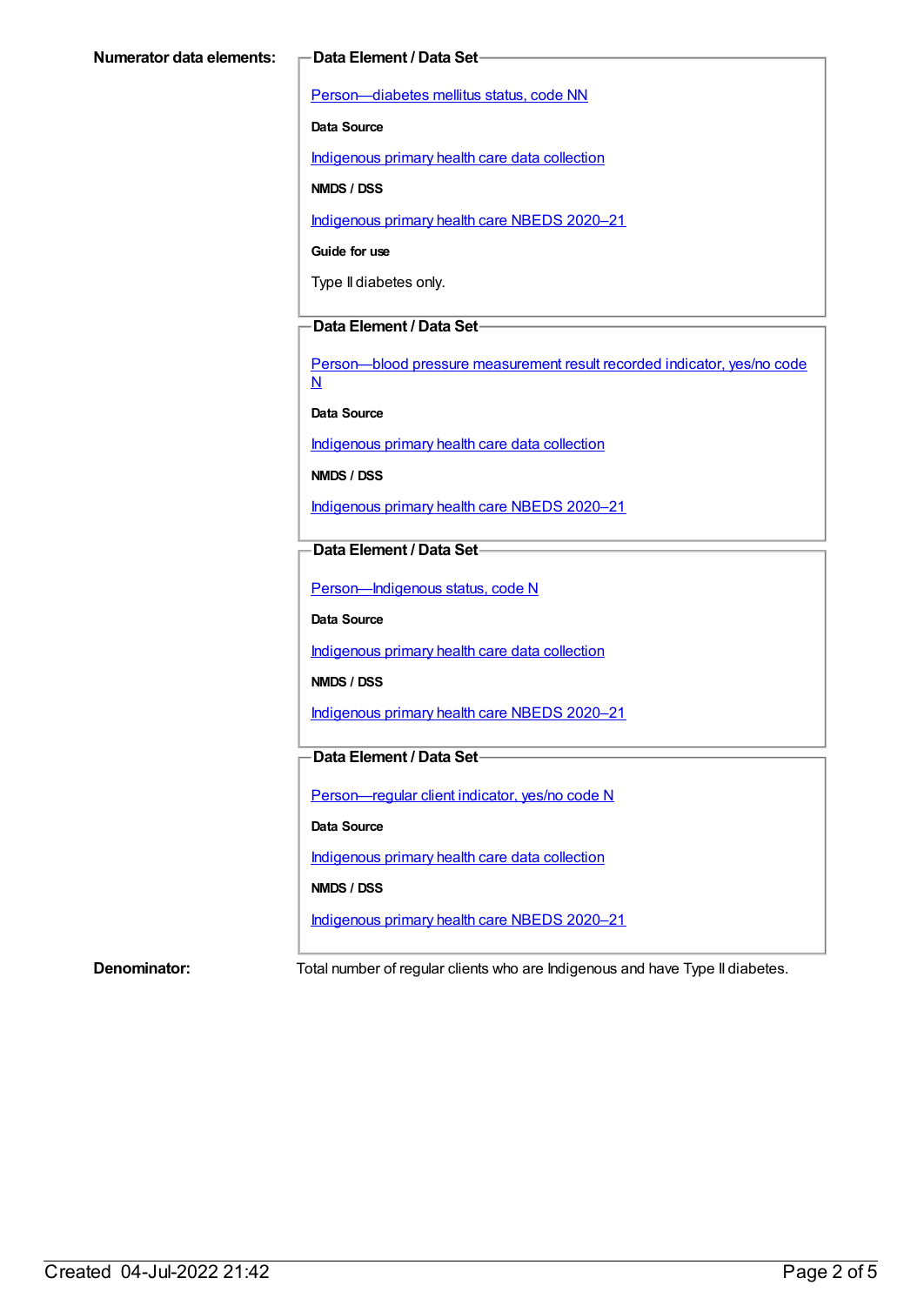**Numerator data elements:**

**Data Element / Data Set**

Person—diabetes mellitus status, code NN

**Data Source**

Indigenous primary health care data collection

**NMDS / DSS**

Indigenous primary health care NBEDS 2020–21

**Guide for use**

Type II diabetes only.

**Data Element / Data Set**

Person—blood pressure measurement result recorded indicator, yes/no code N

**Data Source**

Indigenous primary health care data collection

**NMDS / DSS**

Indigenous primary health care NBEDS 2020–21

**Data Element / Data Set**

Person—Indigenous status, code N

**Data Source**

Indigenous primary health care data collection

**NMDS / DSS**

Indigenous primary health care NBEDS 2020–21

**Data Element / Data Set**

Person—regular client indicator, yes/no code N

**Data Source**

Indigenous primary health care data collection

**NMDS / DSS**

Indigenous primary health care NBEDS 2020–21

**Denominator:** Total number of regular clients who are Indigenous and have Type II diabetes.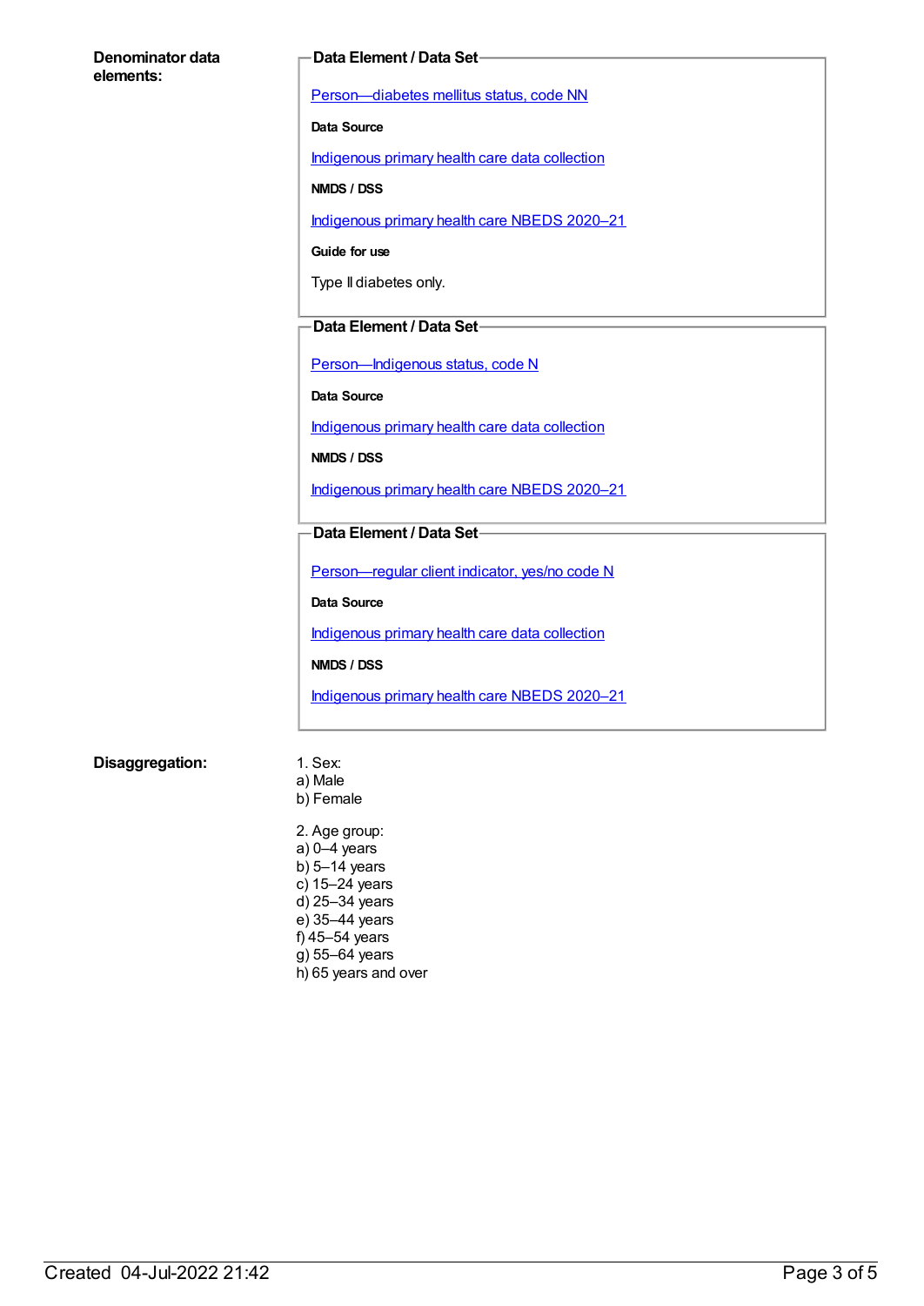**Denominator data elements:**

**Data Element / Data Set**

Person—diabetes mellitus status, code NN

**Data Source**

Indigenous primary health care data collection

**NMDS / DSS**

Indigenous primary health care NBEDS 2020–21

**Guide for use**

Type II diabetes only.

**Data Element / Data Set**

Person—Indigenous status, code N

**Data Source**

Indigenous primary health care data collection

**NMDS / DSS**

Indigenous primary health care NBEDS 2020–21

**Data Element / Data Set**

Person—regular client indicator, yes/no code N

**Data Source**

Indigenous primary health care data collection

**NMDS / DSS**

Indigenous primary health care NBEDS 2020–21

**Disaggregation:**

1. Sex:
a) Male
b) Female

2. Age group:
a) 0–4 years
b) 5–14 years
c) 15–24 years
d) 25–34 years
e) 35–44 years
f) 45–54 years
g) 55–64 years
h) 65 years and over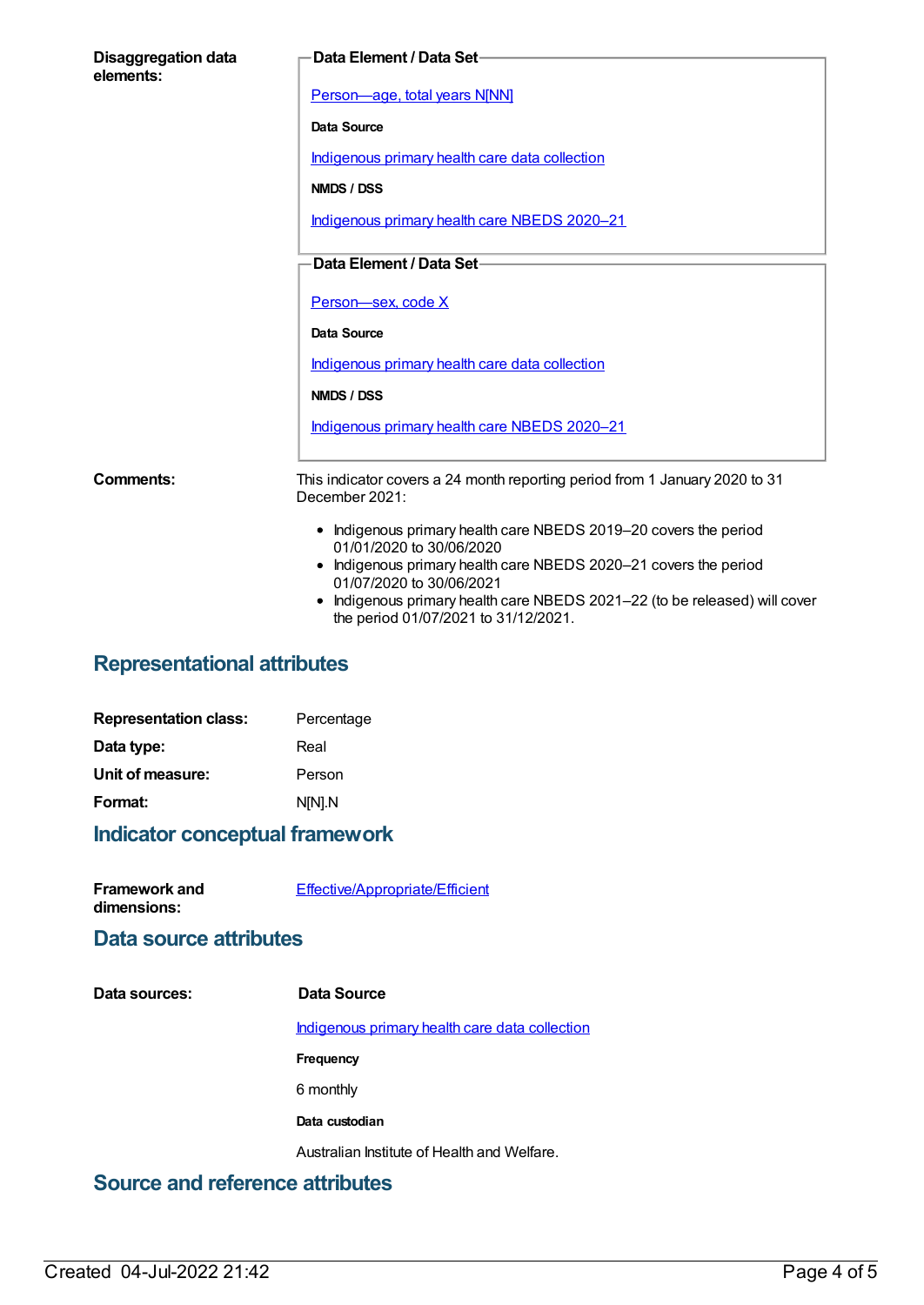**Disaggregation data elements:**

**Data Element / Data Set**

Person—age, total years N[NN]

**Data Source**

Indigenous primary health care data collection

**NMDS / DSS**

Indigenous primary health care NBEDS 2020–21

**Data Element / Data Set**

Person—sex, code X

**Data Source**

Indigenous primary health care data collection

**NMDS / DSS**

Indigenous primary health care NBEDS 2020–21

**Comments:**

This indicator covers a 24 month reporting period from 1 January 2020 to 31 December 2021:

- Indigenous primary health care NBEDS 2019–20 covers the period 01/01/2020 to 30/06/2020
- Indigenous primary health care NBEDS 2020–21 covers the period 01/07/2020 to 30/06/2021
- Indigenous primary health care NBEDS 2021–22 (to be released) will cover the period 01/07/2021 to 31/12/2021.

## Representational attributes

**Representation class:** Percentage

**Data type:** Real

**Unit of measure:** Person

**Format:** N[N].N

## Indicator conceptual framework

**Framework and dimensions:** Effective/Appropriate/Efficient

## Data source attributes

**Data sources:**

**Data Source**

Indigenous primary health care data collection

**Frequency**

6 monthly

**Data custodian**

Australian Institute of Health and Welfare.

## Source and reference attributes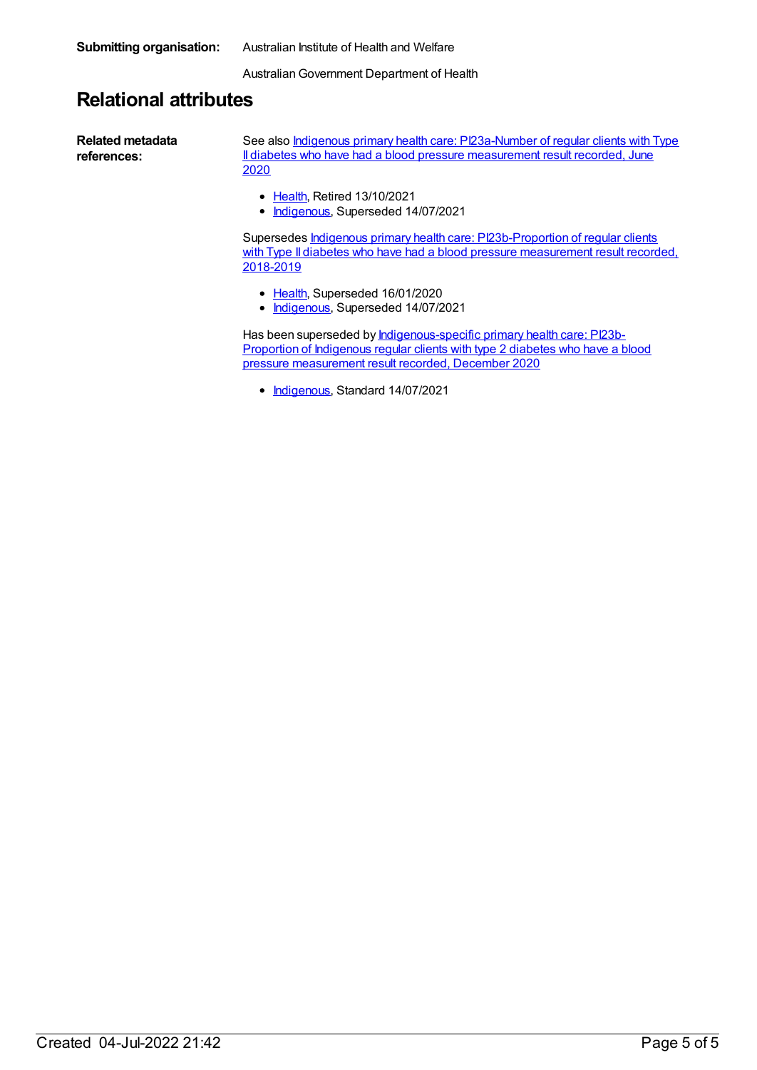**Submitting organisation:** Australian Institute of Health and Welfare

Australian Government Department of Health

## Relational attributes

**Related metadata references:**

See also Indigenous primary health care: PI23a-Number of regular clients with Type II diabetes who have had a blood pressure measurement result recorded, June 2020

- Health, Retired 13/10/2021
- Indigenous, Superseded 14/07/2021

Supersedes Indigenous primary health care: PI23b-Proportion of regular clients with Type II diabetes who have had a blood pressure measurement result recorded, 2018-2019

- Health, Superseded 16/01/2020
- Indigenous, Superseded 14/07/2021

Has been superseded by Indigenous-specific primary health care: PI23b-Proportion of Indigenous regular clients with type 2 diabetes who have a blood pressure measurement result recorded, December 2020

- Indigenous, Standard 14/07/2021